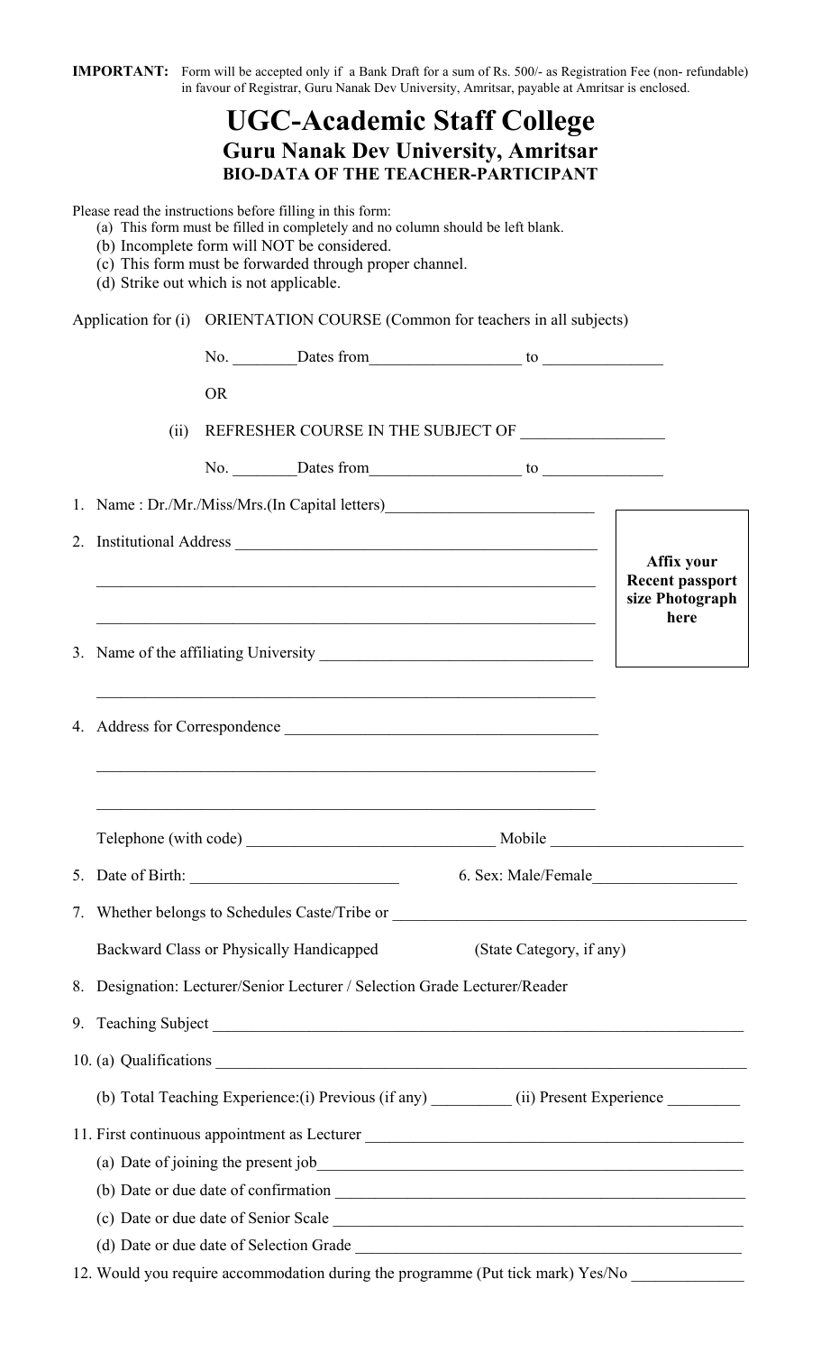**IMPORTANT:** Form will be accepted only if a Bank Draft for a sum of Rs. 500/- as Registration Fee (non- refundable) in favour of Registrar, Guru Nanak Dev University, Amritsar, payable at Amritsar is enclosed.

# UGC-Academic Staff College

## Guru Nanak Dev University, Amritsar

### BIO-DATA OF THE TEACHER-PARTICIPANT

Please read the instructions before filling in this form:

(a) This form must be filled in completely and no column should be left blank.
(b) Incomplete form will NOT be considered.
(c) This form must be forwarded through proper channel.
(d) Strike out which is not applicable.

Application for (i) ORIENTATION COURSE (Common for teachers in all subjects)

No. ________Dates from__________________ to ______________

OR

(ii) REFRESHER COURSE IN THE SUBJECT OF _________________

No. ________Dates from__________________ to ______________

**Affix your Recent passport size Photograph here**

1. Name : Dr./Mr./Miss/Mrs.(In Capital letters)_________________________
2. Institutional Address ____________________________________________
   ____________________________________________________________
   ____________________________________________________________
3. Name of the affiliating University _________________________________
   ____________________________________________________________
4. Address for Correspondence ______________________________________
   ____________________________________________________________
   ____________________________________________________________
   Telephone (with code) ______________________________ Mobile _______________________
5. Date of Birth: __________________________ 6. Sex: Male/Female_________________
7. Whether belongs to Schedules Caste/Tribe or ___________________________________________
   Backward Class or Physically Handicapped (State Category, if any)
8. Designation: Lecturer/Senior Lecturer / Selection Grade Lecturer/Reader
9. Teaching Subject ________________________________________________________________
10. (a) Qualifications _______________________________________________________________
    (b) Total Teaching Experience:(i) Previous (if any) _________ (ii) Present Experience ________
11. First continuous appointment as Lecturer _____________________________________________
    (a) Date of joining the present job_____________________________________________________
    (b) Date or due date of confirmation ___________________________________________________
    (c) Date or due date of Senior Scale ___________________________________________________
    (d) Date or due date of Selection Grade _________________________________________________
12. Would you require accommodation during the programme (Put tick mark) Yes/No _____________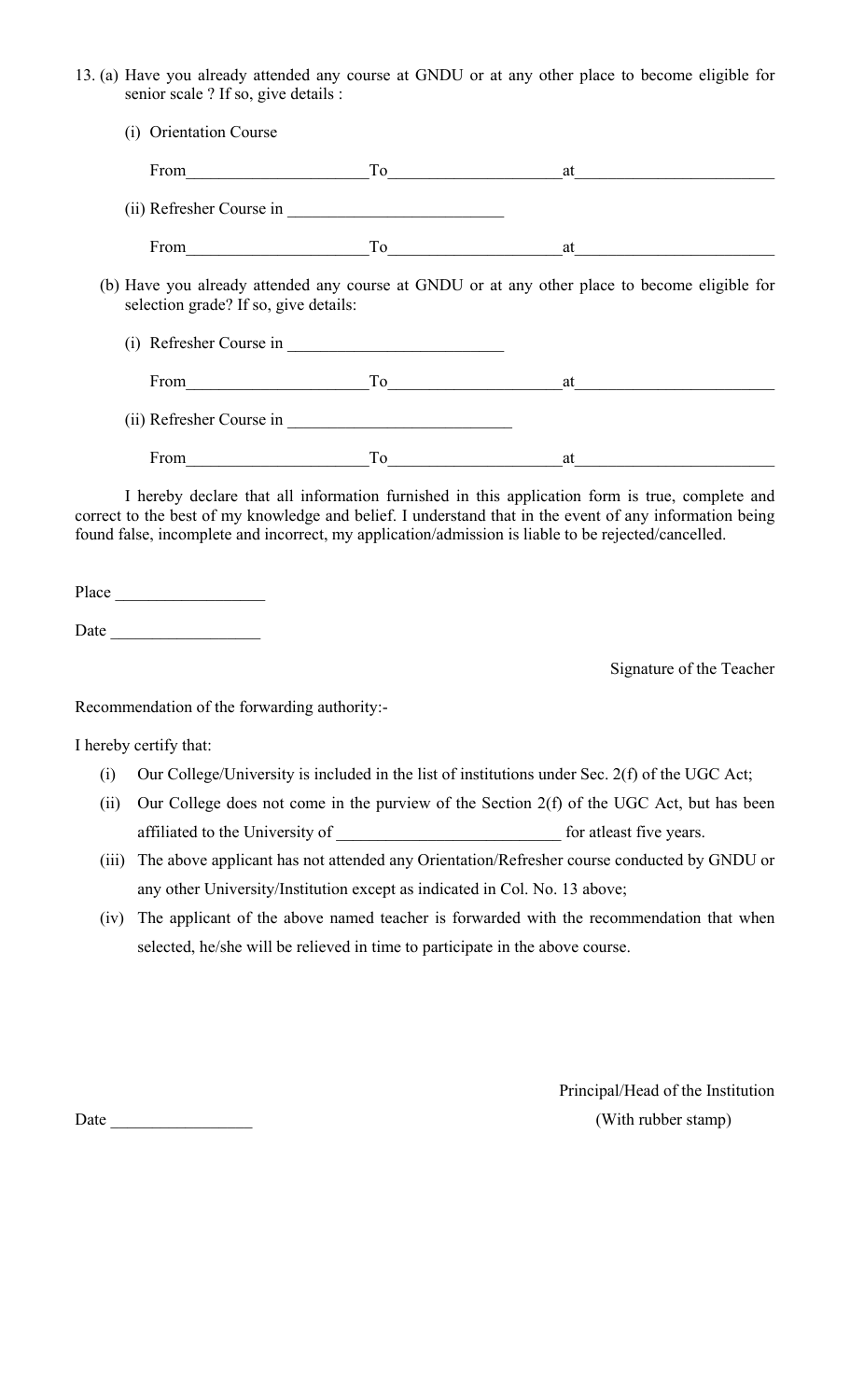13. (a) Have you already attended any course at GNDU or at any other place to become eligible for senior scale ? If so, give details :

    (i) Orientation Course

    From_____________________To____________________at_______________________

    (ii) Refresher Course in __________________________

    From_____________________To____________________at_______________________

    (b) Have you already attended any course at GNDU or at any other place to become eligible for selection grade? If so, give details:

    (i) Refresher Course in __________________________

    From_____________________To____________________at_______________________

    (ii) Refresher Course in ___________________________

    From_____________________To____________________at_______________________

I hereby declare that all information furnished in this application form is true, complete and correct to the best of my knowledge and belief. I understand that in the event of any information being found false, incomplete and incorrect, my application/admission is liable to be rejected/cancelled.

Place __________________

Date __________________

Signature of the Teacher

Recommendation of the forwarding authority:-

I hereby certify that:

(i) Our College/University is included in the list of institutions under Sec. 2(f) of the UGC Act;

(ii) Our College does not come in the purview of the Section 2(f) of the UGC Act, but has been affiliated to the University of ___________________________ for atleast five years.

(iii) The above applicant has not attended any Orientation/Refresher course conducted by GNDU or any other University/Institution except as indicated in Col. No. 13 above;

(iv) The applicant of the above named teacher is forwarded with the recommendation that when selected, he/she will be relieved in time to participate in the above course.

Principal/Head of the Institution

Date _________________ (With rubber stamp)